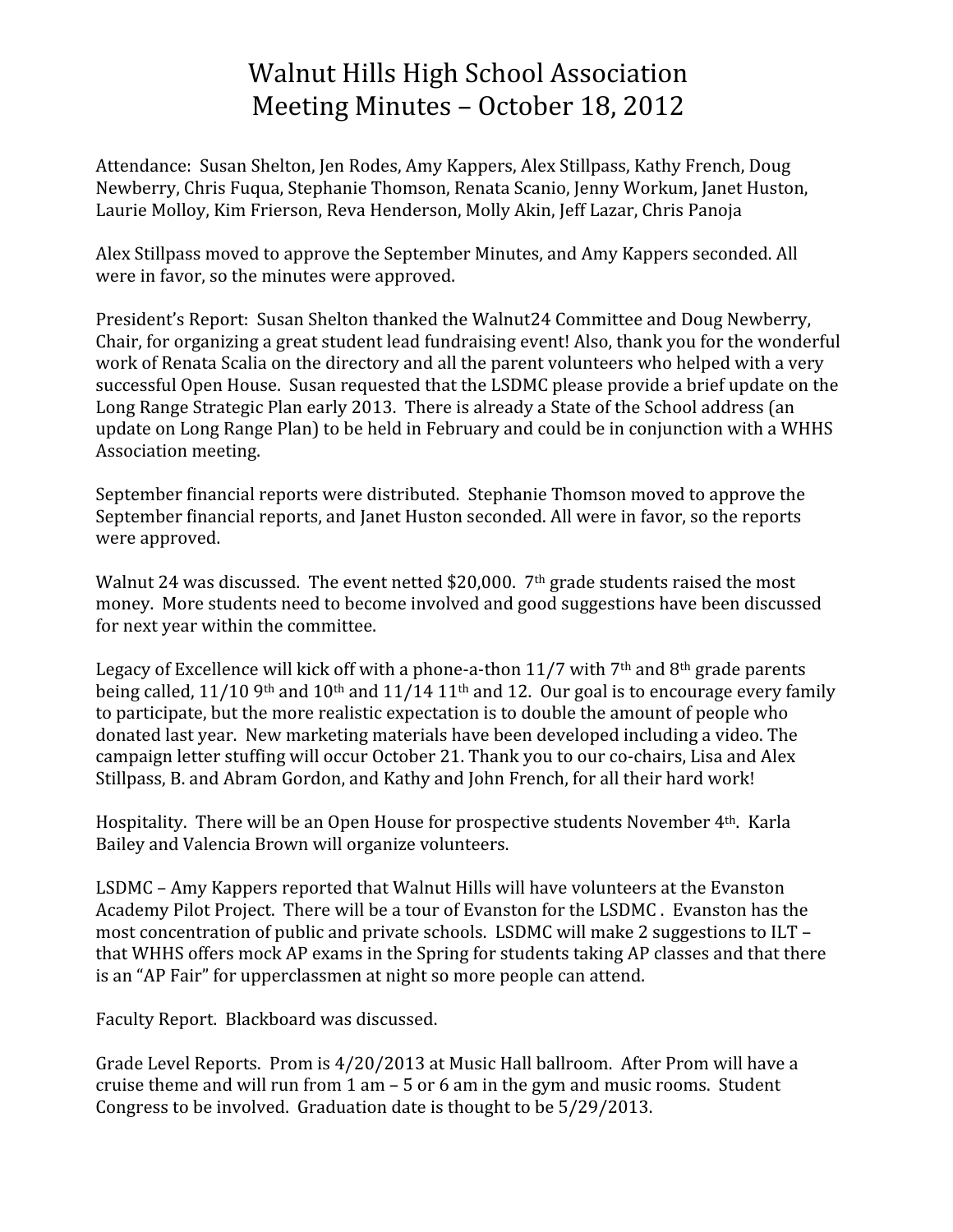# Walnut Hills High School Association
# Meeting Minutes – October 18, 2012

Attendance: Susan Shelton, Jen Rodes, Amy Kappers, Alex Stillpass, Kathy French, Doug Newberry, Chris Fuqua, Stephanie Thomson, Renata Scanio, Jenny Workum, Janet Huston, Laurie Molloy, Kim Frierson, Reva Henderson, Molly Akin, Jeff Lazar, Chris Panoja

Alex Stillpass moved to approve the September Minutes, and Amy Kappers seconded. All were in favor, so the minutes were approved.

President's Report: Susan Shelton thanked the Walnut24 Committee and Doug Newberry, Chair, for organizing a great student lead fundraising event! Also, thank you for the wonderful work of Renata Scalia on the directory and all the parent volunteers who helped with a very successful Open House. Susan requested that the LSDMC please provide a brief update on the Long Range Strategic Plan early 2013. There is already a State of the School address (an update on Long Range Plan) to be held in February and could be in conjunction with a WHHS Association meeting.

September financial reports were distributed. Stephanie Thomson moved to approve the September financial reports, and Janet Huston seconded. All were in favor, so the reports were approved.

Walnut 24 was discussed. The event netted $20,000. 7th grade students raised the most money. More students need to become involved and good suggestions have been discussed for next year within the committee.

Legacy of Excellence will kick off with a phone-a-thon 11/7 with 7th and 8th grade parents being called, 11/10 9th and 10th and 11/14 11th and 12. Our goal is to encourage every family to participate, but the more realistic expectation is to double the amount of people who donated last year. New marketing materials have been developed including a video. The campaign letter stuffing will occur October 21. Thank you to our co-chairs, Lisa and Alex Stillpass, B. and Abram Gordon, and Kathy and John French, for all their hard work!

Hospitality. There will be an Open House for prospective students November 4th. Karla Bailey and Valencia Brown will organize volunteers.

LSDMC – Amy Kappers reported that Walnut Hills will have volunteers at the Evanston Academy Pilot Project. There will be a tour of Evanston for the LSDMC . Evanston has the most concentration of public and private schools. LSDMC will make 2 suggestions to ILT – that WHHS offers mock AP exams in the Spring for students taking AP classes and that there is an "AP Fair" for upperclassmen at night so more people can attend.

Faculty Report. Blackboard was discussed.

Grade Level Reports. Prom is 4/20/2013 at Music Hall ballroom. After Prom will have a cruise theme and will run from 1 am – 5 or 6 am in the gym and music rooms. Student Congress to be involved. Graduation date is thought to be 5/29/2013.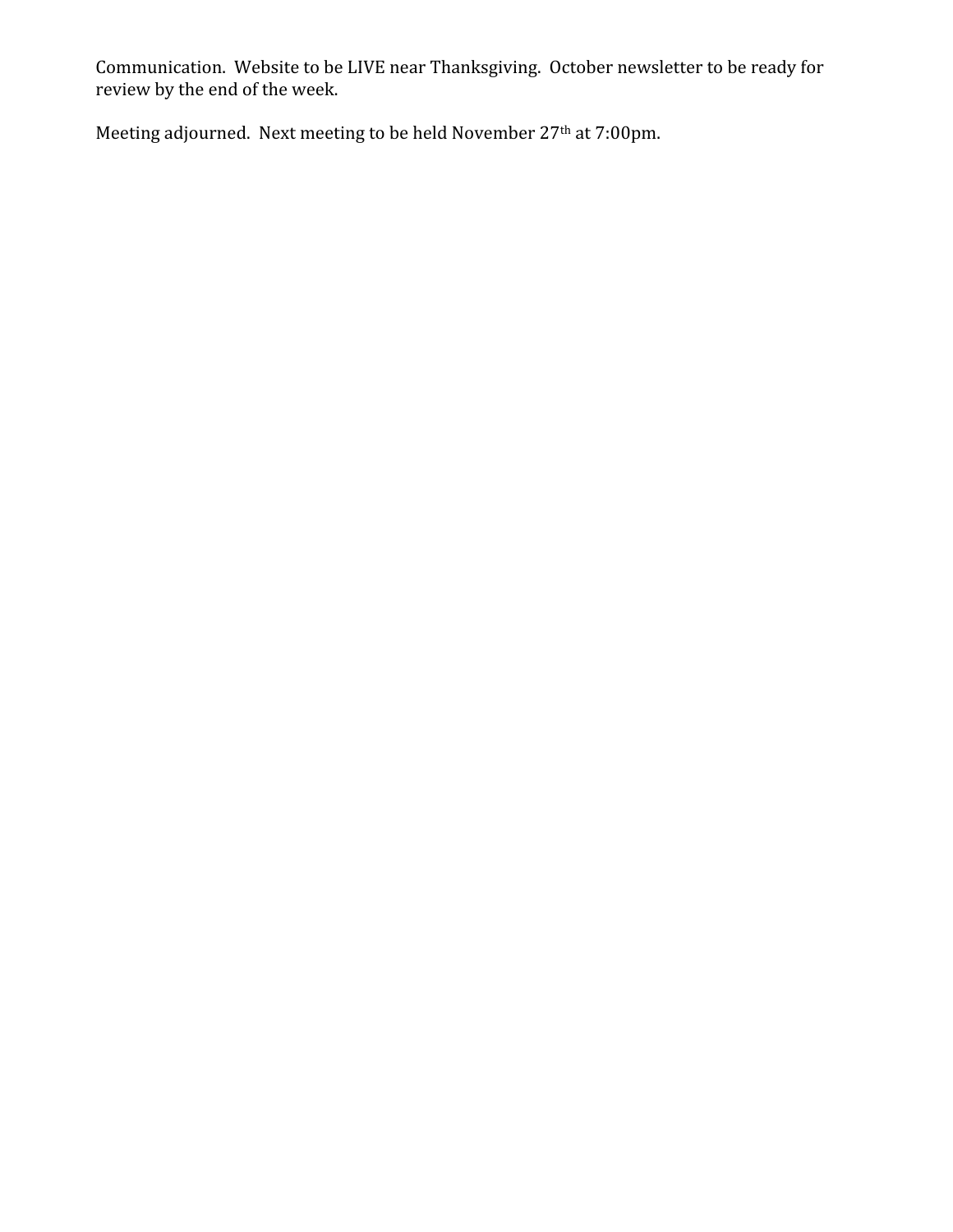Communication. Website to be LIVE near Thanksgiving. October newsletter to be ready for review by the end of the week.

Meeting adjourned. Next meeting to be held November 27th at 7:00pm.